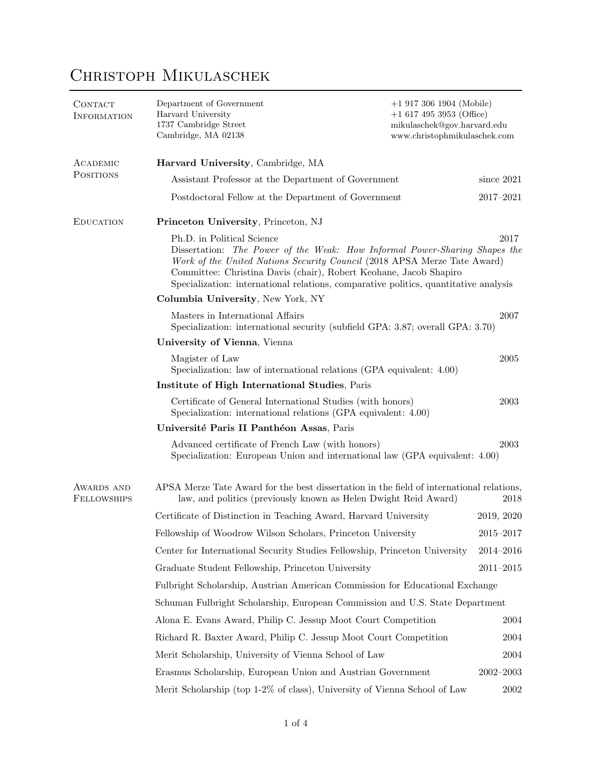# Christoph Mikulaschek

## Contact Information

Department of Government
Harvard University
1737 Cambridge Street
Cambridge, MA 02138

+1 917 306 1904 (Mobile)
+1 617 495 3953 (Office)
mikulaschek@gov.harvard.edu
www.christophmikulaschek.com

## Academic Positions

**Harvard University**, Cambridge, MA

- Assistant Professor at the Department of Government — since 2021
- Postdoctoral Fellow at the Department of Government — 2017–2021

## Education

**Princeton University**, Princeton, NJ

Ph.D. in Political Science — 2017
Dissertation: *The Power of the Weak: How Informal Power-Sharing Shapes the Work of the United Nations Security Council* (2018 APSA Merze Tate Award)
Committee: Christina Davis (chair), Robert Keohane, Jacob Shapiro
Specialization: international relations, comparative politics, quantitative analysis

**Columbia University**, New York, NY

Masters in International Affairs — 2007
Specialization: international security (subfield GPA: 3.87; overall GPA: 3.70)

**University of Vienna**, Vienna

Magister of Law — 2005
Specialization: law of international relations (GPA equivalent: 4.00)

**Institute of High International Studies**, Paris

Certificate of General International Studies (with honors) — 2003
Specialization: international relations (GPA equivalent: 4.00)

**Université Paris II Panthéon Assas**, Paris

Advanced certificate of French Law (with honors) — 2003
Specialization: European Union and international law (GPA equivalent: 4.00)

## Awards and Fellowships

- APSA Merze Tate Award for the best dissertation in the field of international relations, law, and politics (previously known as Helen Dwight Reid Award) — 2018
- Certificate of Distinction in Teaching Award, Harvard University — 2019, 2020
- Fellowship of Woodrow Wilson Scholars, Princeton University — 2015–2017
- Center for International Security Studies Fellowship, Princeton University — 2014–2016
- Graduate Student Fellowship, Princeton University — 2011–2015
- Fulbright Scholarship, Austrian American Commission for Educational Exchange
- Schuman Fulbright Scholarship, European Commission and U.S. State Department
- Alona E. Evans Award, Philip C. Jessup Moot Court Competition — 2004
- Richard R. Baxter Award, Philip C. Jessup Moot Court Competition — 2004
- Merit Scholarship, University of Vienna School of Law — 2004
- Erasmus Scholarship, European Union and Austrian Government — 2002–2003
- Merit Scholarship (top 1-2% of class), University of Vienna School of Law — 2002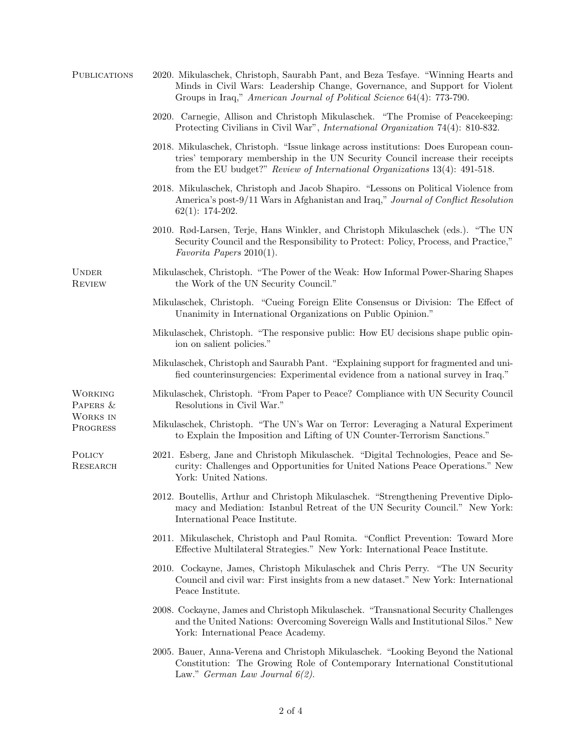## Publications

2020. Mikulaschek, Christoph, Saurabh Pant, and Beza Tesfaye. "Winning Hearts and Minds in Civil Wars: Leadership Change, Governance, and Support for Violent Groups in Iraq," *American Journal of Political Science* 64(4): 773-790.

2020. Carnegie, Allison and Christoph Mikulaschek. "The Promise of Peacekeeping: Protecting Civilians in Civil War", *International Organization* 74(4): 810-832.

2018. Mikulaschek, Christoph. "Issue linkage across institutions: Does European countries' temporary membership in the UN Security Council increase their receipts from the EU budget?" *Review of International Organizations* 13(4): 491-518.

2018. Mikulaschek, Christoph and Jacob Shapiro. "Lessons on Political Violence from America's post-9/11 Wars in Afghanistan and Iraq," *Journal of Conflict Resolution* 62(1): 174-202.

2010. Rød-Larsen, Terje, Hans Winkler, and Christoph Mikulaschek (eds.). "The UN Security Council and the Responsibility to Protect: Policy, Process, and Practice," *Favorita Papers* 2010(1).

## Under Review

Mikulaschek, Christoph. "The Power of the Weak: How Informal Power-Sharing Shapes the Work of the UN Security Council."

Mikulaschek, Christoph. "Cueing Foreign Elite Consensus or Division: The Effect of Unanimity in International Organizations on Public Opinion."

Mikulaschek, Christoph. "The responsive public: How EU decisions shape public opinion on salient policies."

Mikulaschek, Christoph and Saurabh Pant. "Explaining support for fragmented and unified counterinsurgencies: Experimental evidence from a national survey in Iraq."

## Working Papers & Works in Progress

Mikulaschek, Christoph. "From Paper to Peace? Compliance with UN Security Council Resolutions in Civil War."

Mikulaschek, Christoph. "The UN's War on Terror: Leveraging a Natural Experiment to Explain the Imposition and Lifting of UN Counter-Terrorism Sanctions."

## Policy Research

2021. Esberg, Jane and Christoph Mikulaschek. "Digital Technologies, Peace and Security: Challenges and Opportunities for United Nations Peace Operations." New York: United Nations.

2012. Boutellis, Arthur and Christoph Mikulaschek. "Strengthening Preventive Diplomacy and Mediation: Istanbul Retreat of the UN Security Council." New York: International Peace Institute.

2011. Mikulaschek, Christoph and Paul Romita. "Conflict Prevention: Toward More Effective Multilateral Strategies." New York: International Peace Institute.

2010. Cockayne, James, Christoph Mikulaschek and Chris Perry. "The UN Security Council and civil war: First insights from a new dataset." New York: International Peace Institute.

2008. Cockayne, James and Christoph Mikulaschek. "Transnational Security Challenges and the United Nations: Overcoming Sovereign Walls and Institutional Silos." New York: International Peace Academy.

2005. Bauer, Anna-Verena and Christoph Mikulaschek. "Looking Beyond the National Constitution: The Growing Role of Contemporary International Constitutional Law." *German Law Journal 6(2).*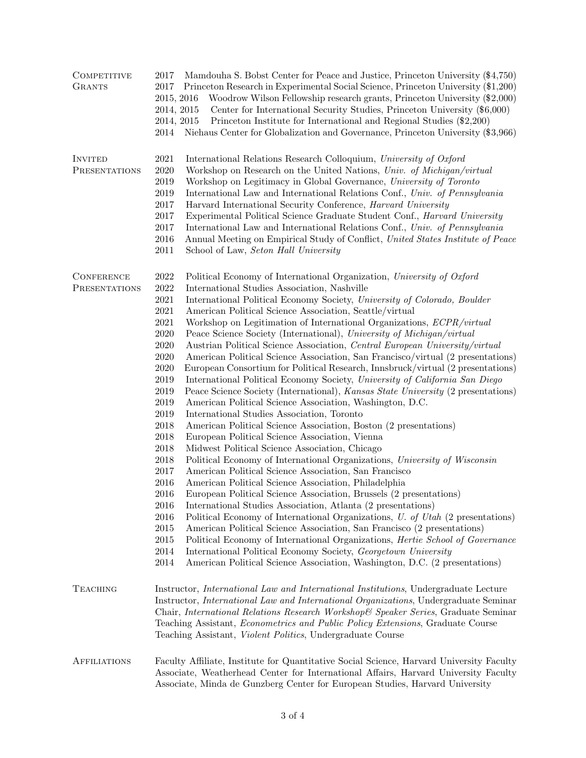## Competitive Grants

- 2017 Mamdouha S. Bobst Center for Peace and Justice, Princeton University ($4,750)
- 2017 Princeton Research in Experimental Social Science, Princeton University ($1,200)
- 2015, 2016 Woodrow Wilson Fellowship research grants, Princeton University ($2,000)
- 2014, 2015 Center for International Security Studies, Princeton University ($6,000)
- 2014, 2015 Princeton Institute for International and Regional Studies ($2,200)
- 2014 Niehaus Center for Globalization and Governance, Princeton University ($3,966)

## Invited Presentations

- 2021 International Relations Research Colloquium, *University of Oxford*
- 2020 Workshop on Research on the United Nations, *Univ. of Michigan/virtual*
- 2019 Workshop on Legitimacy in Global Governance, *University of Toronto*
- 2019 International Law and International Relations Conf., *Univ. of Pennsylvania*
- 2017 Harvard International Security Conference, *Harvard University*
- 2017 Experimental Political Science Graduate Student Conf., *Harvard University*
- 2017 International Law and International Relations Conf., *Univ. of Pennsylvania*
- 2016 Annual Meeting on Empirical Study of Conflict, *United States Institute of Peace*
- 2011 School of Law, *Seton Hall University*

## Conference Presentations

- 2022 Political Economy of International Organization, *University of Oxford*
- 2022 International Studies Association, Nashville
- 2021 International Political Economy Society, *University of Colorado, Boulder*
- 2021 American Political Science Association, Seattle/virtual
- 2021 Workshop on Legitimation of International Organizations, *ECPR/virtual*
- 2020 Peace Science Society (International), *University of Michigan/virtual*
- 2020 Austrian Political Science Association, *Central European University/virtual*
- 2020 American Political Science Association, San Francisco/virtual (2 presentations)
- 2020 European Consortium for Political Research, Innsbruck/virtual (2 presentations)
- 2019 International Political Economy Society, *University of California San Diego*
- 2019 Peace Science Society (International), *Kansas State University* (2 presentations)
- 2019 American Political Science Association, Washington, D.C.
- 2019 International Studies Association, Toronto
- 2018 American Political Science Association, Boston (2 presentations)
- 2018 European Political Science Association, Vienna
- 2018 Midwest Political Science Association, Chicago
- 2018 Political Economy of International Organizations, *University of Wisconsin*
- 2017 American Political Science Association, San Francisco
- 2016 American Political Science Association, Philadelphia
- 2016 European Political Science Association, Brussels (2 presentations)
- 2016 International Studies Association, Atlanta (2 presentations)
- 2016 Political Economy of International Organizations, *U. of Utah* (2 presentations)
- 2015 American Political Science Association, San Francisco (2 presentations)
- 2015 Political Economy of International Organizations, *Hertie School of Governance*
- 2014 International Political Economy Society, *Georgetown University*
- 2014 American Political Science Association, Washington, D.C. (2 presentations)

## Teaching

Instructor, *International Law and International Institutions*, Undergraduate Lecture
Instructor, *International Law and International Organizations*, Undergraduate Seminar
Chair, *International Relations Research Workshop& Speaker Series*, Graduate Seminar
Teaching Assistant, *Econometrics and Public Policy Extensions*, Graduate Course
Teaching Assistant, *Violent Politics*, Undergraduate Course

## Affiliations

Faculty Affiliate, Institute for Quantitative Social Science, Harvard University Faculty Associate, Weatherhead Center for International Affairs, Harvard University Faculty Associate, Minda de Gunzberg Center for European Studies, Harvard University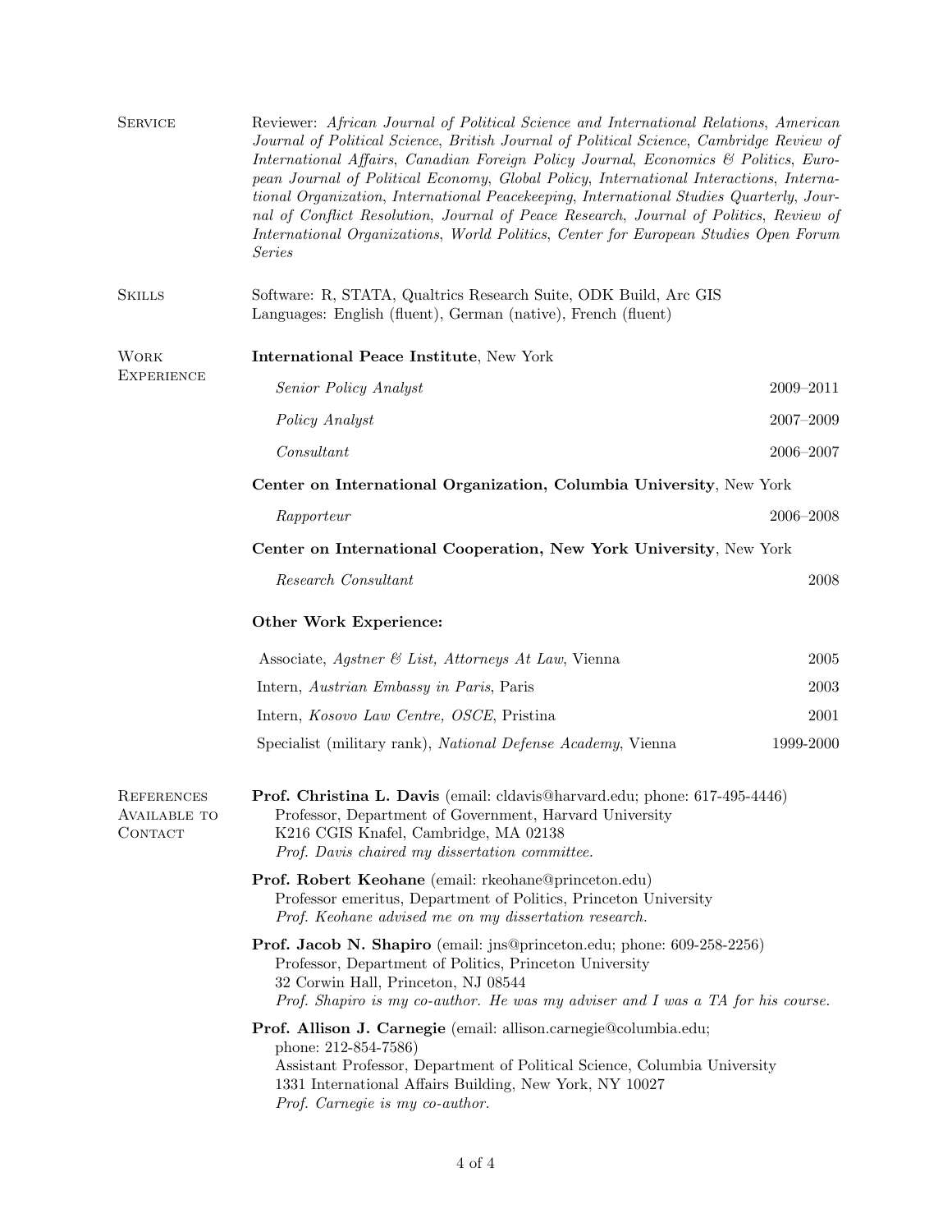## Service

Reviewer: *African Journal of Political Science and International Relations*, *American Journal of Political Science*, *British Journal of Political Science*, *Cambridge Review of International Affairs*, *Canadian Foreign Policy Journal*, *Economics & Politics*, *European Journal of Political Economy*, *Global Policy*, *International Interactions*, *International Organization*, *International Peacekeeping*, *International Studies Quarterly*, *Journal of Conflict Resolution*, *Journal of Peace Research*, *Journal of Politics*, *Review of International Organizations*, *World Politics*, *Center for European Studies Open Forum Series*

## Skills

Software: R, STATA, Qualtrics Research Suite, ODK Build, Arc GIS
Languages: English (fluent), German (native), French (fluent)

## Work Experience

**International Peace Institute**, New York

- *Senior Policy Analyst* — 2009–2011
- *Policy Analyst* — 2007–2009
- *Consultant* — 2006–2007

**Center on International Organization, Columbia University**, New York

- *Rapporteur* — 2006–2008

**Center on International Cooperation, New York University**, New York

- *Research Consultant* — 2008

**Other Work Experience:**

- Associate, *Agstner & List, Attorneys At Law*, Vienna — 2005
- Intern, *Austrian Embassy in Paris*, Paris — 2003
- Intern, *Kosovo Law Centre, OSCE*, Pristina — 2001
- Specialist (military rank), *National Defense Academy*, Vienna — 1999-2000

## References Available to Contact

**Prof. Christina L. Davis** (email: cldavis@harvard.edu; phone: 617-495-4446)
Professor, Department of Government, Harvard University
K216 CGIS Knafel, Cambridge, MA 02138
*Prof. Davis chaired my dissertation committee.*

**Prof. Robert Keohane** (email: rkeohane@princeton.edu)
Professor emeritus, Department of Politics, Princeton University
*Prof. Keohane advised me on my dissertation research.*

**Prof. Jacob N. Shapiro** (email: jns@princeton.edu; phone: 609-258-2256)
Professor, Department of Politics, Princeton University
32 Corwin Hall, Princeton, NJ 08544
*Prof. Shapiro is my co-author. He was my adviser and I was a TA for his course.*

**Prof. Allison J. Carnegie** (email: allison.carnegie@columbia.edu; phone: 212-854-7586)
Assistant Professor, Department of Political Science, Columbia University
1331 International Affairs Building, New York, NY 10027
*Prof. Carnegie is my co-author.*